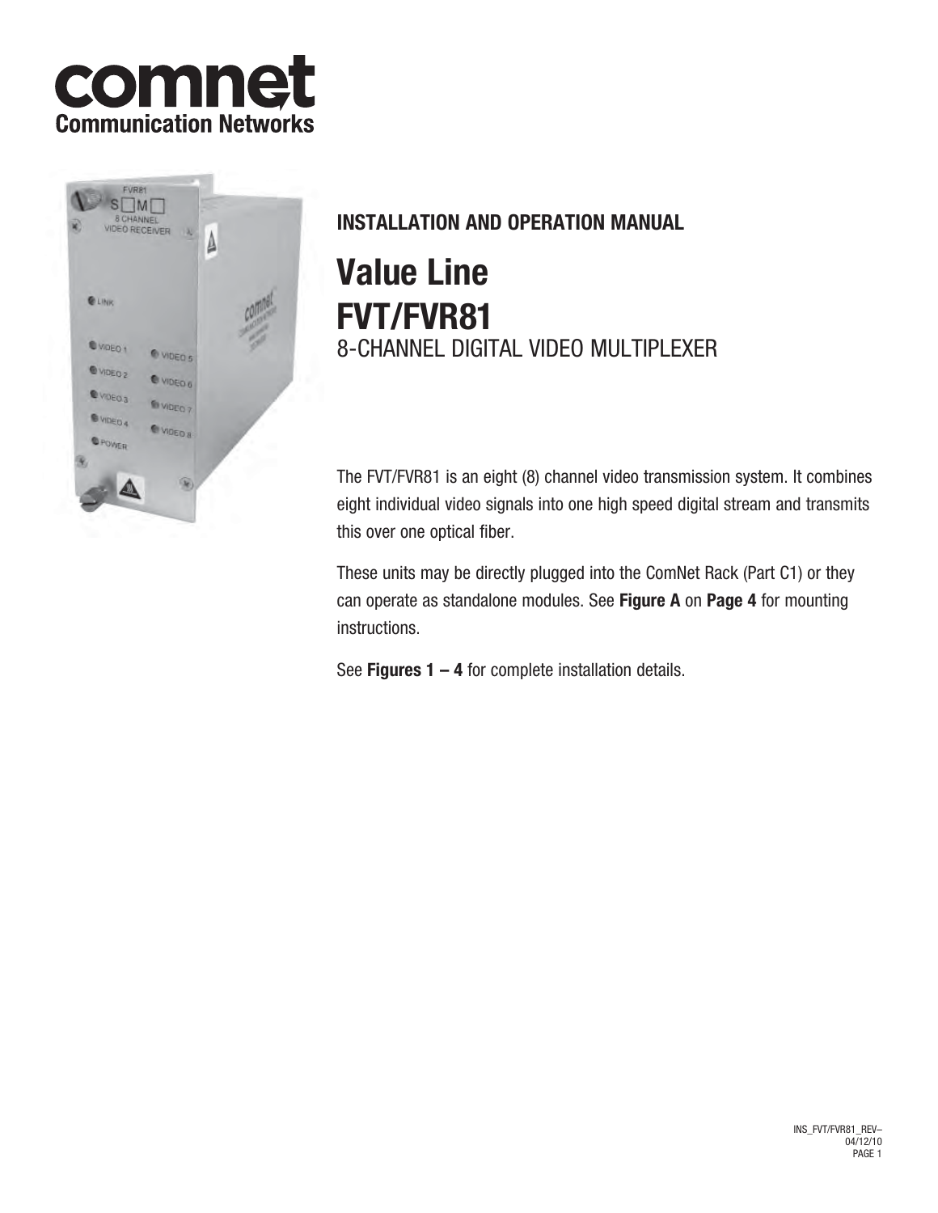# comnet
**Communication Networks**

## INSTALLATION AND OPERATION MANUAL

# Value Line
# FVT/FVR81
## 8-CHANNEL DIGITAL VIDEO MULTIPLEXER

The FVT/FVR81 is an eight (8) channel video transmission system. It combines eight individual video signals into one high speed digital stream and transmits this over one optical fiber.

These units may be directly plugged into the ComNet Rack (Part C1) or they can operate as standalone modules. See **Figure A** on **Page 4** for mounting instructions.

See **Figures 1 – 4** for complete installation details.

INS_FVT/FVR81_REV–
04/12/10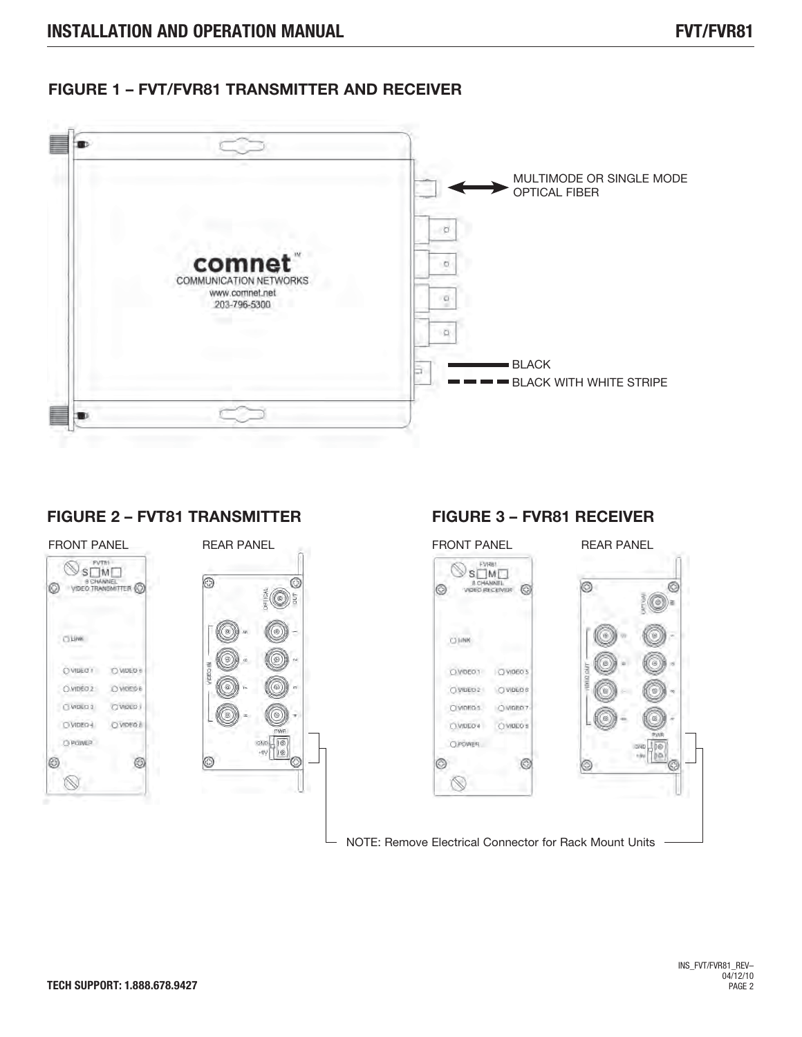## FIGURE 1 – FVT/FVR81 TRANSMITTER AND RECEIVER

MULTIMODE OR SINGLE MODE OPTICAL FIBER

BLACK

BLACK WITH WHITE STRIPE

## FIGURE 2 – FVT81 TRANSMITTER

FRONT PANEL

REAR PANEL

## FIGURE 3 – FVR81 RECEIVER

FRONT PANEL

REAR PANEL

NOTE: Remove Electrical Connector for Rack Mount Units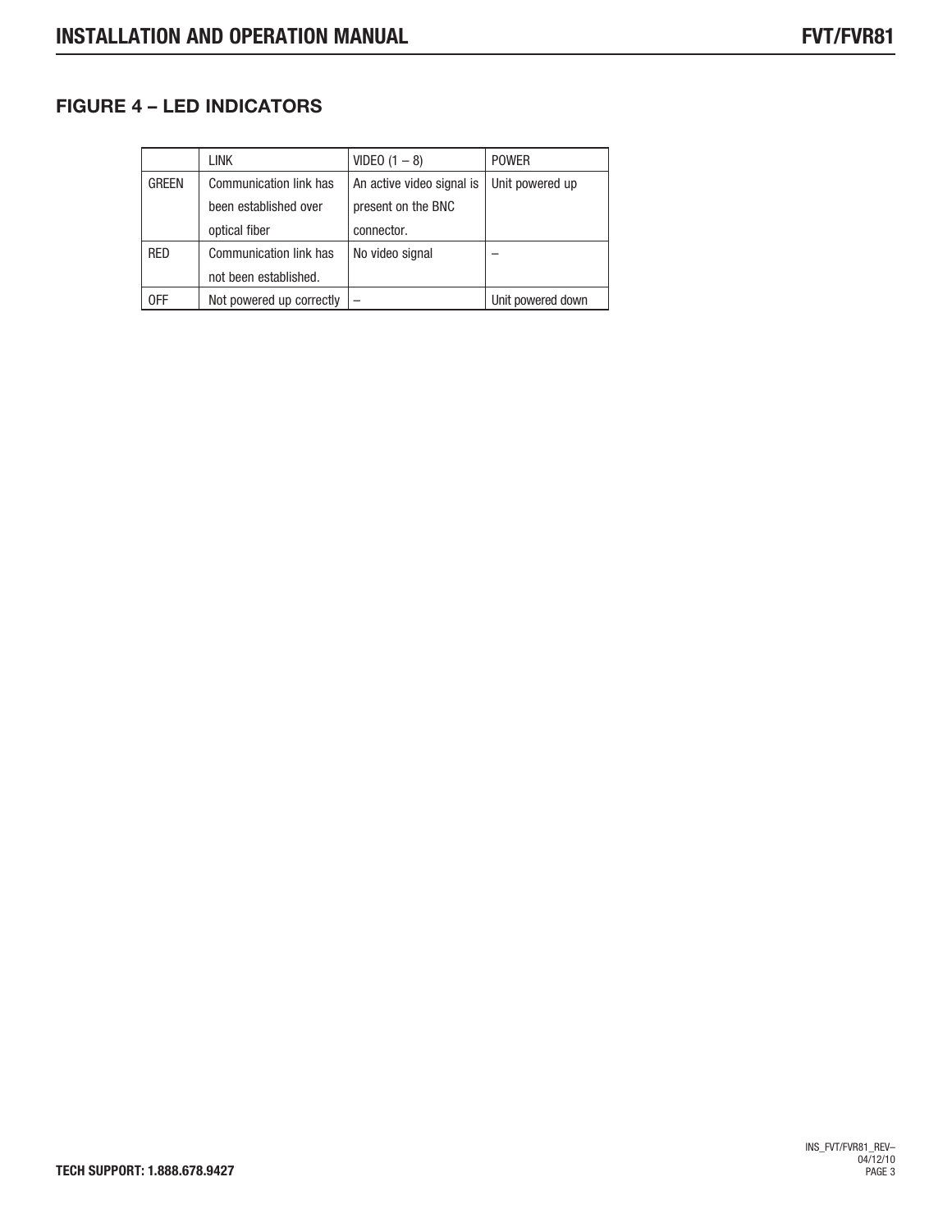## FIGURE 4 – LED INDICATORS

| | LINK | VIDEO (1 – 8) | POWER |
|---|---|---|---|
| GREEN | Communication link has been established over optical fiber | An active video signal is present on the BNC connector. | Unit powered up |
| RED | Communication link has not been established. | No video signal | – |
| OFF | Not powered up correctly | – | Unit powered down |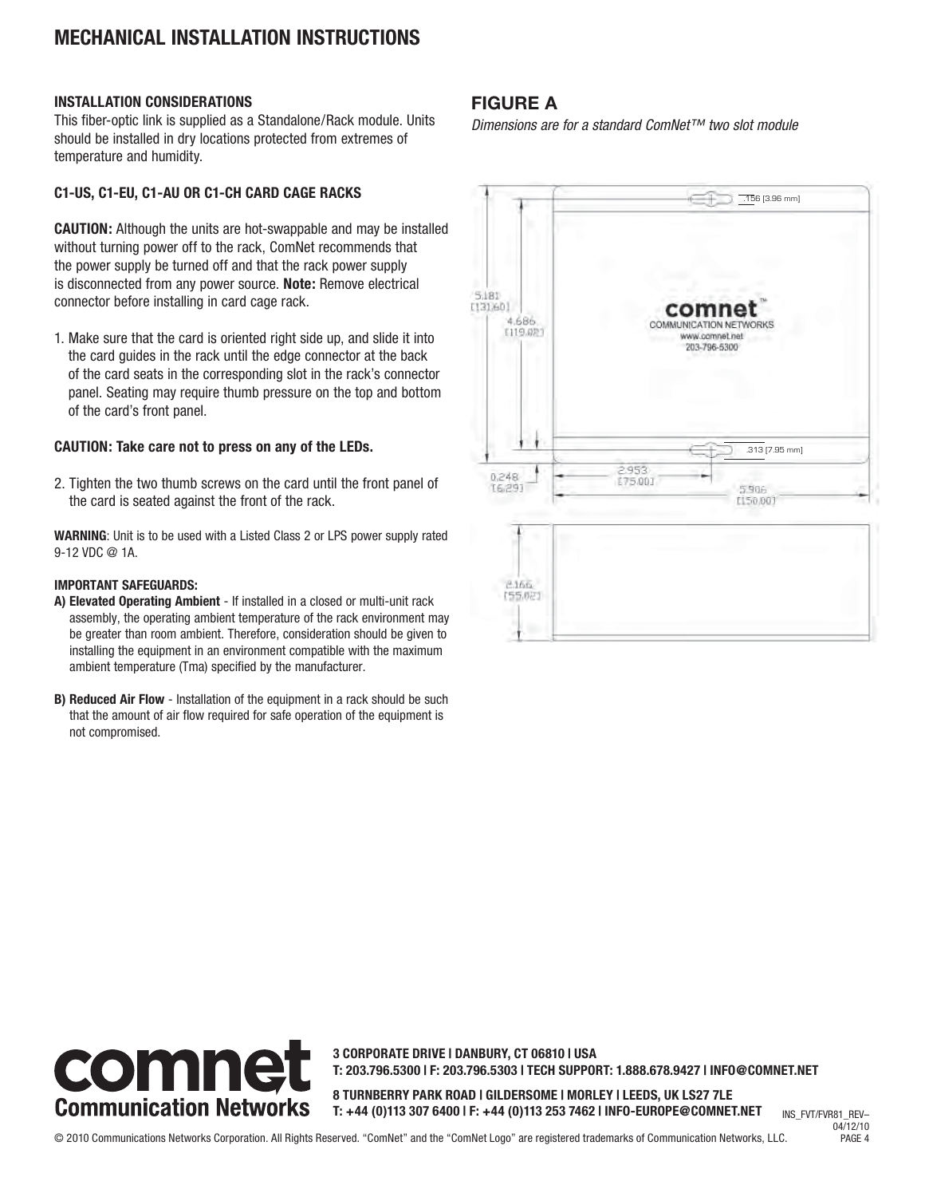# MECHANICAL INSTALLATION INSTRUCTIONS

### INSTALLATION CONSIDERATIONS

This fiber-optic link is supplied as a Standalone/Rack module. Units should be installed in dry locations protected from extremes of temperature and humidity.

### C1-US, C1-EU, C1-AU OR C1-CH CARD CAGE RACKS

**CAUTION:** Although the units are hot-swappable and may be installed without turning power off to the rack, ComNet recommends that the power supply be turned off and that the rack power supply is disconnected from any power source. **Note:** Remove electrical connector before installing in card cage rack.

1. Make sure that the card is oriented right side up, and slide it into the card guides in the rack until the edge connector at the back of the card seats in the corresponding slot in the rack's connector panel. Seating may require thumb pressure on the top and bottom of the card's front panel.

**CAUTION: Take care not to press on any of the LEDs.**

2. Tighten the two thumb screws on the card until the front panel of the card is seated against the front of the rack.

**WARNING**: Unit is to be used with a Listed Class 2 or LPS power supply rated 9-12 VDC @ 1A.

**IMPORTANT SAFEGUARDS:**

**A) Elevated Operating Ambient** - If installed in a closed or multi-unit rack assembly, the operating ambient temperature of the rack environment may be greater than room ambient. Therefore, consideration should be given to installing the equipment in an environment compatible with the maximum ambient temperature (Tma) specified by the manufacturer.

**B) Reduced Air Flow** - Installation of the equipment in a rack should be such that the amount of air flow required for safe operation of the equipment is not compromised.

## FIGURE A

*Dimensions are for a standard ComNet™ two slot module*

.156 [3.96 mm]
5.181 [131.60]
4.686 [119.02]
comnet™
COMMUNICATION NETWORKS
www.comnet.net
203-796-5300
.313 [7.95 mm]
0.248 [6.29]
2.953 [75.00]
5.906 [150.00]
2.166 [55.02]